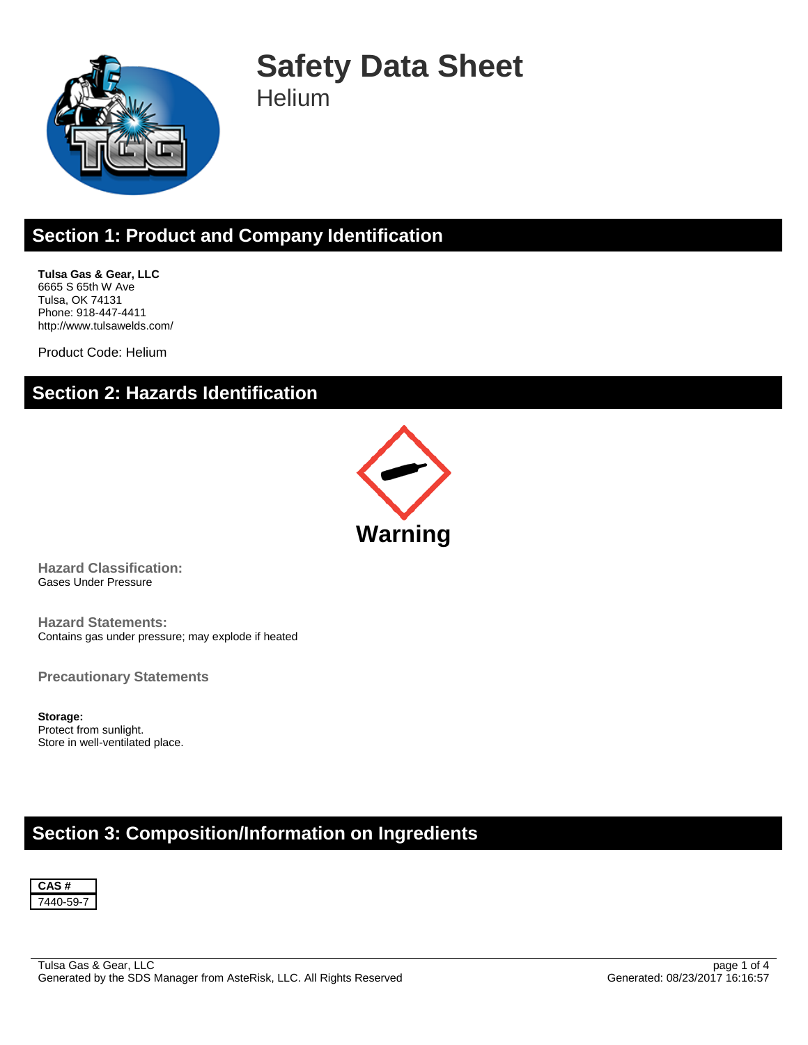# Safety Data Sheet

Helium

## Section 1: Product and Company Identification

**Tulsa Gas & Gear, LLC**
6665 S 65th W Ave
Tulsa, OK 74131
Phone: 918-447-4411
http://www.tulsawelds.com/

Product Code: Helium

## Section 2: Hazards Identification

**Warning**

### Hazard Classification:

Gases Under Pressure

### Hazard Statements:

Contains gas under pressure; may explode if heated

### Precautionary Statements

**Storage:**
Protect from sunlight.
Store in well-ventilated place.

## Section 3: Composition/Information on Ingredients

| CAS # |
| --- |
| 7440-59-7 |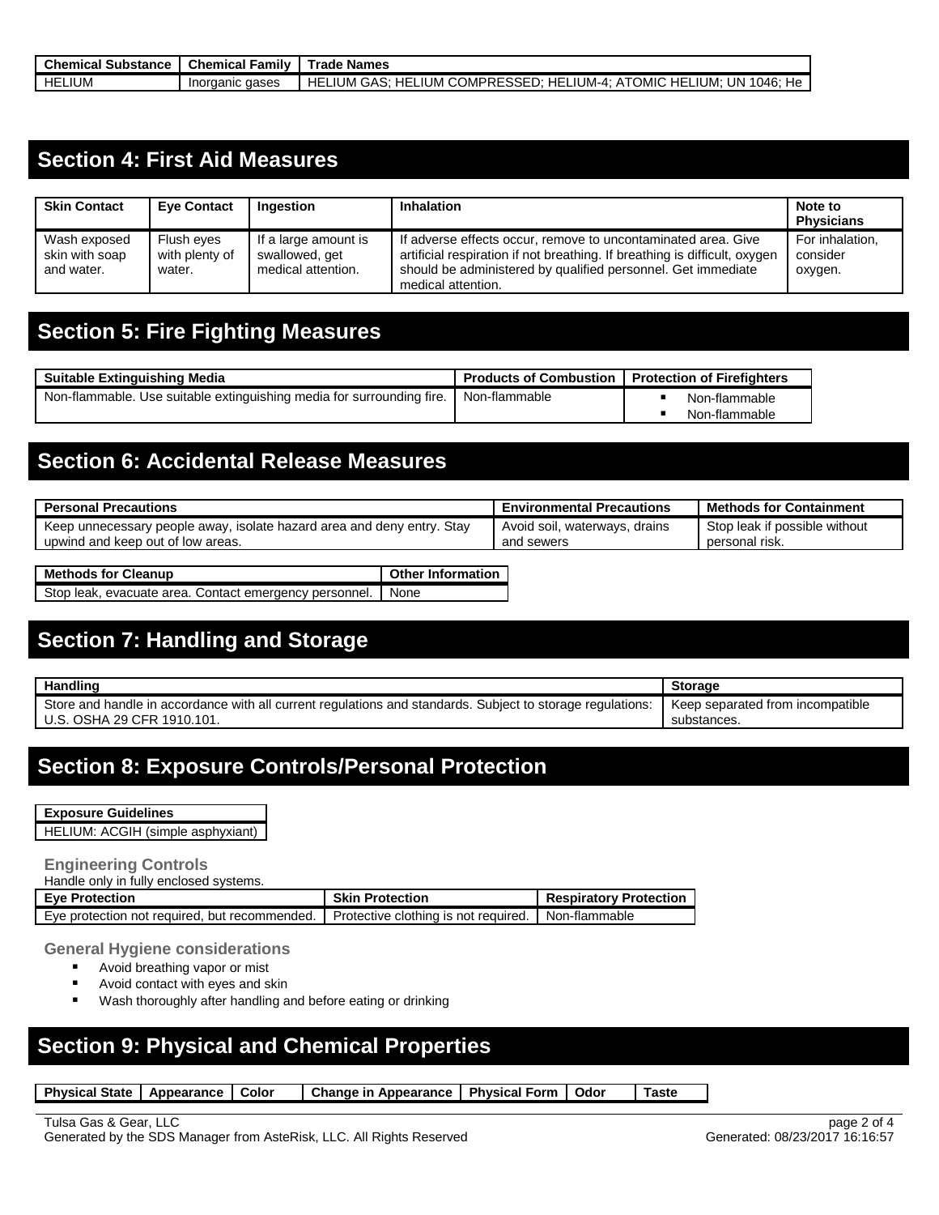| Chemical Substance | Chemical Family | Trade Names |
|---|---|---|
| HELIUM | Inorganic gases | HELIUM GAS; HELIUM COMPRESSED; HELIUM-4; ATOMIC HELIUM; UN 1046; He |

## Section 4: First Aid Measures

| Skin Contact | Eye Contact | Ingestion | Inhalation | Note to Physicians |
|---|---|---|---|---|
| Wash exposed skin with soap and water. | Flush eyes with plenty of water. | If a large amount is swallowed, get medical attention. | If adverse effects occur, remove to uncontaminated area. Give artificial respiration if not breathing. If breathing is difficult, oxygen should be administered by qualified personnel. Get immediate medical attention. | For inhalation, consider oxygen. |

## Section 5: Fire Fighting Measures

| Suitable Extinguishing Media | Products of Combustion | Protection of Firefighters |
|---|---|---|
| Non-flammable. Use suitable extinguishing media for surrounding fire. | Non-flammable | ▪ Non-flammable<br>▪ Non-flammable |

## Section 6: Accidental Release Measures

| Personal Precautions | Environmental Precautions | Methods for Containment |
|---|---|---|
| Keep unnecessary people away, isolate hazard area and deny entry. Stay upwind and keep out of low areas. | Avoid soil, waterways, drains and sewers | Stop leak if possible without personal risk. |

| Methods for Cleanup | Other Information |
|---|---|
| Stop leak, evacuate area. Contact emergency personnel. | None |

## Section 7: Handling and Storage

| Handling | Storage |
|---|---|
| Store and handle in accordance with all current regulations and standards. Subject to storage regulations: U.S. OSHA 29 CFR 1910.101. | Keep separated from incompatible substances. |

## Section 8: Exposure Controls/Personal Protection

| Exposure Guidelines |
|---|
| HELIUM: ACGIH (simple asphyxiant) |

### Engineering Controls

Handle only in fully enclosed systems.

| Eye Protection | Skin Protection | Respiratory Protection |
|---|---|---|
| Eye protection not required, but recommended. | Protective clothing is not required. | Non-flammable |

### General Hygiene considerations

- Avoid breathing vapor or mist
- Avoid contact with eyes and skin
- Wash thoroughly after handling and before eating or drinking

## Section 9: Physical and Chemical Properties

| Physical State | Appearance | Color | Change in Appearance | Physical Form | Odor | Taste |
|---|---|---|---|---|---|---|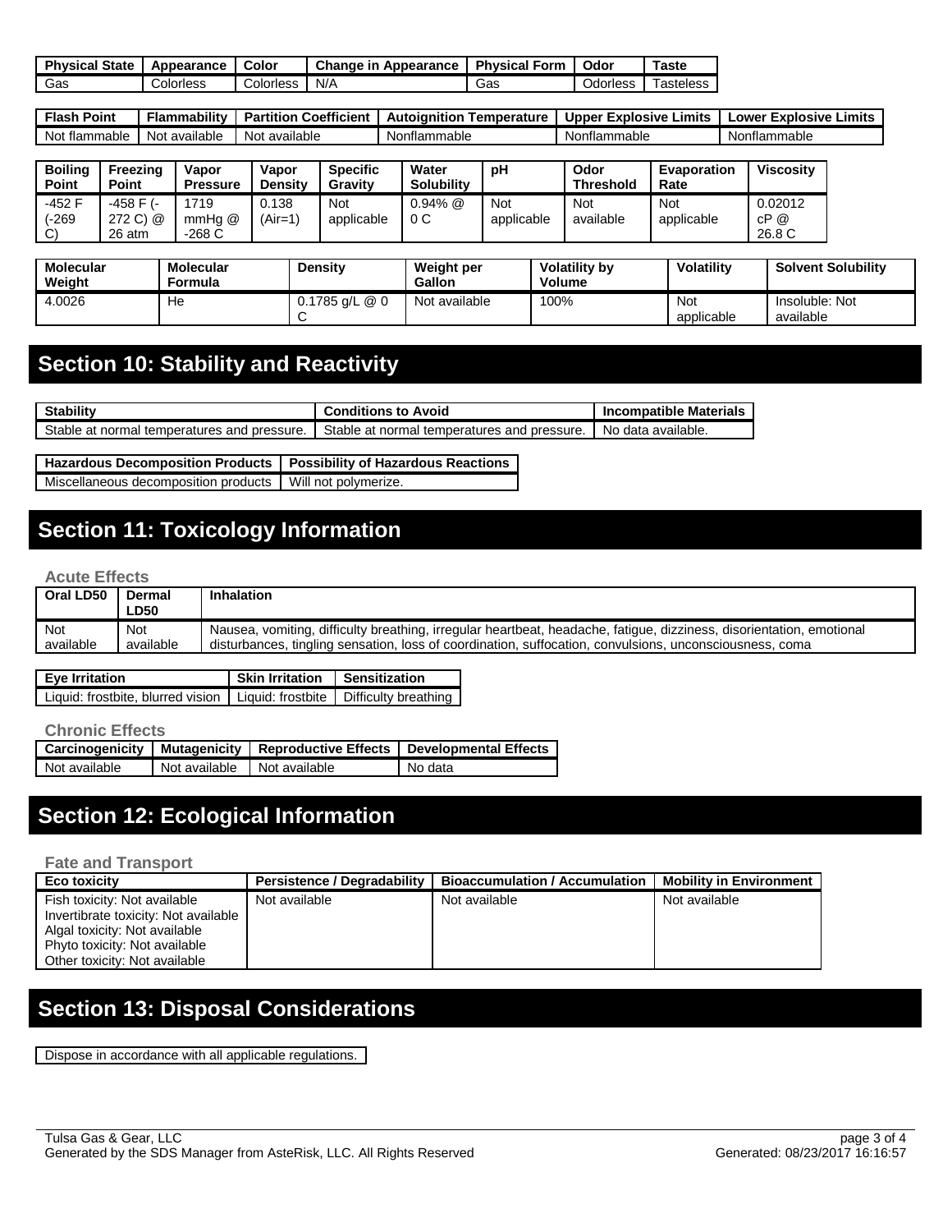| Physical State | Appearance | Color | Change in Appearance | Physical Form | Odor | Taste |
|---|---|---|---|---|---|---|
| Gas | Colorless | Colorless | N/A | Gas | Odorless | Tasteless |

| Flash Point | Flammability | Partition Coefficient | Autoignition Temperature | Upper Explosive Limits | Lower Explosive Limits |
|---|---|---|---|---|---|
| Not flammable | Not available | Not available | Nonflammable | Nonflammable | Nonflammable |

| Boiling Point | Freezing Point | Vapor Pressure | Vapor Density | Specific Gravity | Water Solubility | pH | Odor Threshold | Evaporation Rate | Viscosity |
|---|---|---|---|---|---|---|---|---|---|
| -452 F (-269 C) | -458 F (-272 C) @ 26 atm | 1719 mmHg @ -268 C | 0.138 (Air=1) | Not applicable | 0.94% @ 0 C | Not applicable | Not available | Not applicable | 0.02012 cP @ 26.8 C |

| Molecular Weight | Molecular Formula | Density | Weight per Gallon | Volatility by Volume | Volatility | Solvent Solubility |
|---|---|---|---|---|---|---|
| 4.0026 | He | 0.1785 g/L @ 0 C | Not available | 100% | Not applicable | Insoluble: Not available |

## Section 10: Stability and Reactivity

| Stability | Conditions to Avoid | Incompatible Materials |
|---|---|---|
| Stable at normal temperatures and pressure. | Stable at normal temperatures and pressure. | No data available. |

| Hazardous Decomposition Products | Possibility of Hazardous Reactions |
|---|---|
| Miscellaneous decomposition products | Will not polymerize. |

## Section 11: Toxicology Information

### Acute Effects

| Oral LD50 | Dermal LD50 | Inhalation |
|---|---|---|
| Not available | Not available | Nausea, vomiting, difficulty breathing, irregular heartbeat, headache, fatigue, dizziness, disorientation, emotional disturbances, tingling sensation, loss of coordination, suffocation, convulsions, unconsciousness, coma |

| Eye Irritation | Skin Irritation | Sensitization |
|---|---|---|
| Liquid: frostbite, blurred vision | Liquid: frostbite | Difficulty breathing |

### Chronic Effects

| Carcinogenicity | Mutagenicity | Reproductive Effects | Developmental Effects |
|---|---|---|---|
| Not available | Not available | Not available | No data |

## Section 12: Ecological Information

### Fate and Transport

| Eco toxicity | Persistence / Degradability | Bioaccumulation / Accumulation | Mobility in Environment |
|---|---|---|---|
| Fish toxicity: Not available<br>Invertibrate toxicity: Not available<br>Algal toxicity: Not available<br>Phyto toxicity: Not available<br>Other toxicity: Not available | Not available | Not available | Not available |

## Section 13: Disposal Considerations

Dispose in accordance with all applicable regulations.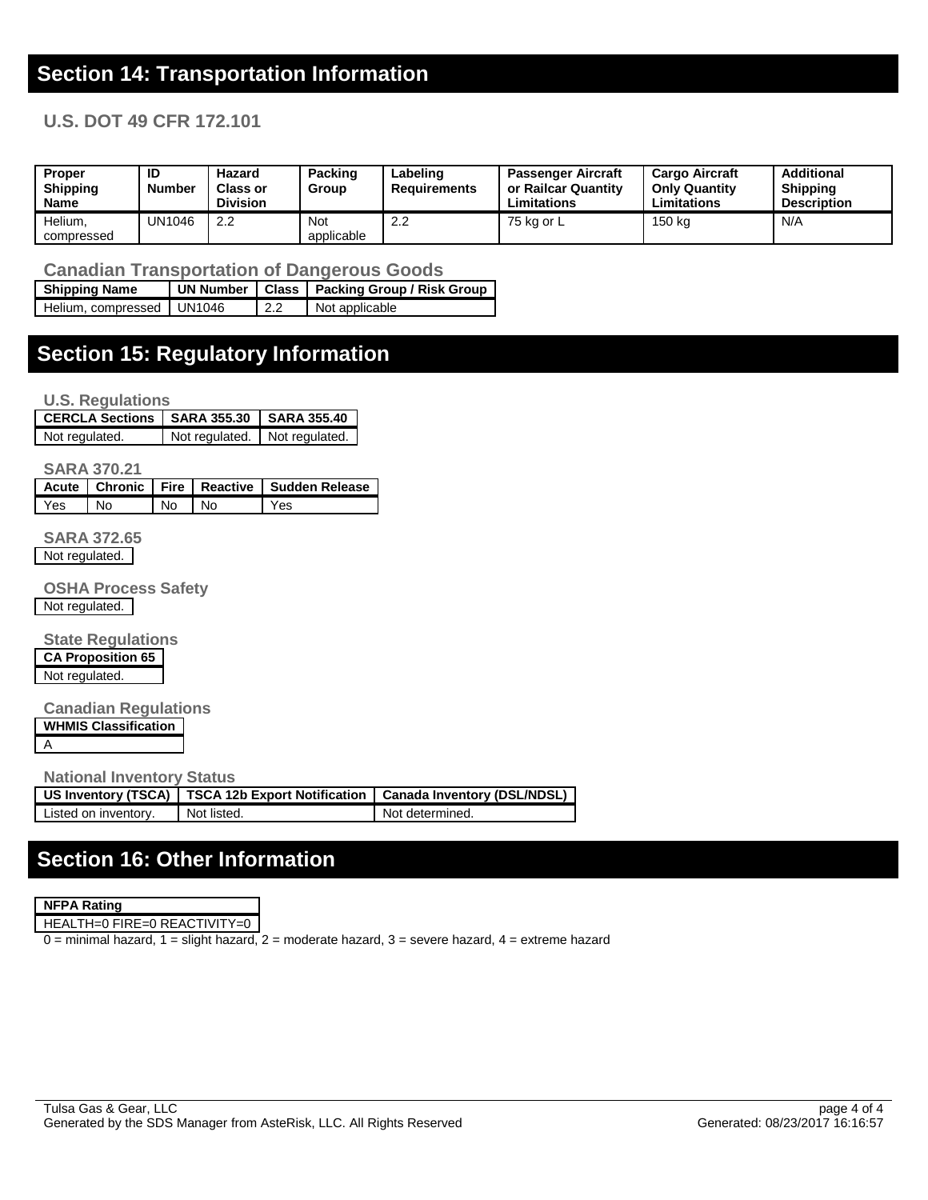## Section 14: Transportation Information

### U.S. DOT 49 CFR 172.101

| Proper Shipping Name | ID Number | Hazard Class or Division | Packing Group | Labeling Requirements | Passenger Aircraft or Railcar Quantity Limitations | Cargo Aircraft Only Quantity Limitations | Additional Shipping Description |
|---|---|---|---|---|---|---|---|
| Helium, compressed | UN1046 | 2.2 | Not applicable | 2.2 | 75 kg or L | 150 kg | N/A |

### Canadian Transportation of Dangerous Goods

| Shipping Name | UN Number | Class | Packing Group / Risk Group |
|---|---|---|---|
| Helium, compressed | UN1046 | 2.2 | Not applicable |

## Section 15: Regulatory Information

### U.S. Regulations

| CERCLA Sections | SARA 355.30 | SARA 355.40 |
|---|---|---|
| Not regulated. | Not regulated. | Not regulated. |

### SARA 370.21

| Acute | Chronic | Fire | Reactive | Sudden Release |
|---|---|---|---|---|
| Yes | No | No | No | Yes |

### SARA 372.65

Not regulated.

### OSHA Process Safety

Not regulated.

### State Regulations

| CA Proposition 65 |
|---|
| Not regulated. |

### Canadian Regulations

| WHMIS Classification |
|---|
| A |

### National Inventory Status

| US Inventory (TSCA) | TSCA 12b Export Notification | Canada Inventory (DSL/NDSL) |
|---|---|---|
| Listed on inventory. | Not listed. | Not determined. |

## Section 16: Other Information

| NFPA Rating |
|---|
| HEALTH=0 FIRE=0 REACTIVITY=0 |

0 = minimal hazard, 1 = slight hazard, 2 = moderate hazard, 3 = severe hazard, 4 = extreme hazard

Tulsa Gas & Gear, LLC
Generated by the SDS Manager from AsteRisk, LLC. All Rights Reserved
Generated: 08/23/2017 16:16:57